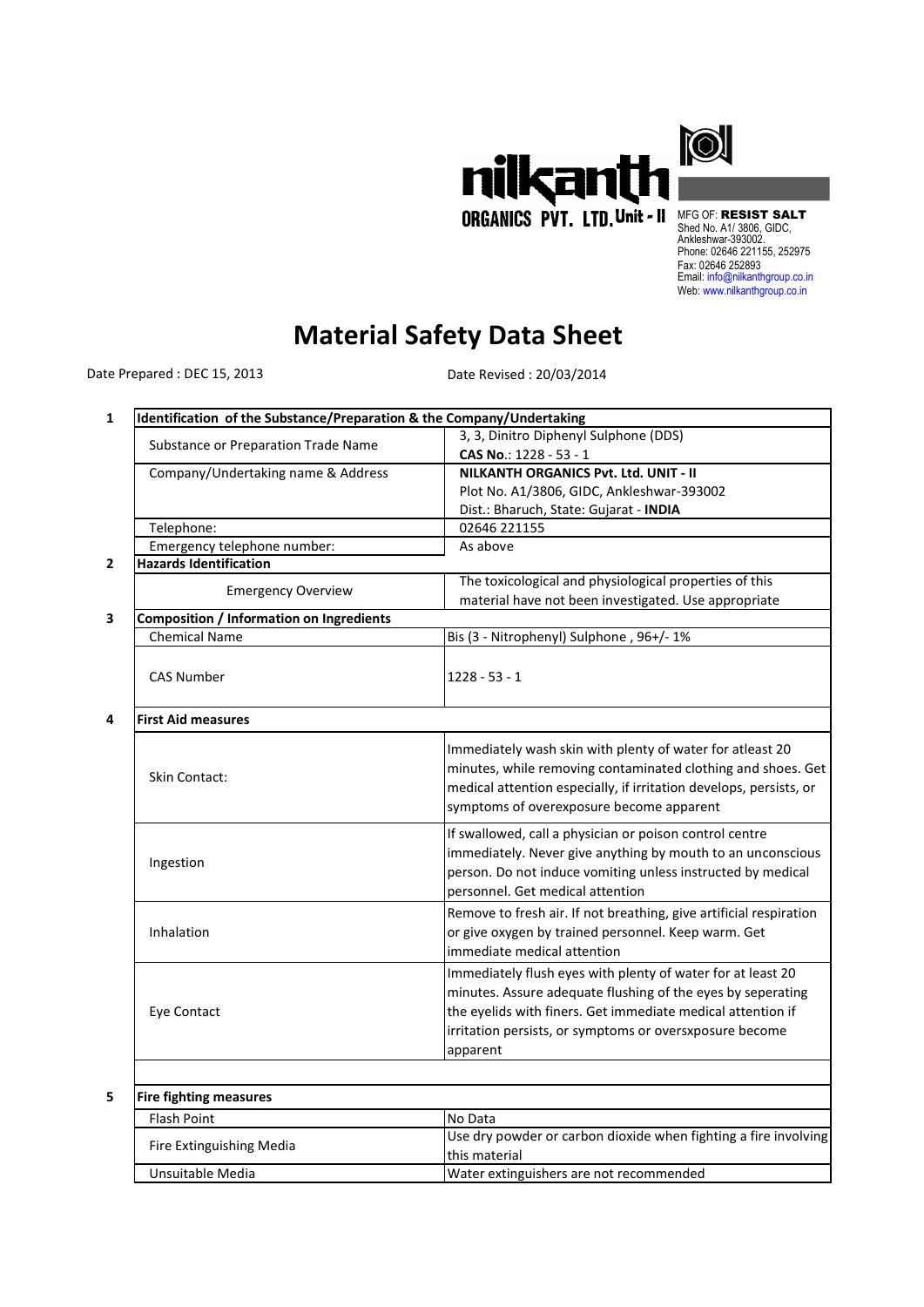**nilkanth ORGANICS PVT. LTD. Unit - II**

MFG OF: **RESIST SALT**
Shed No. A1/ 3806, GIDC,
Ankleshwar-393002.
Phone: 02646 221155, 252975
Fax: 02646 252893
Email: info@nilkanthgroup.co.in
Web: www.nilkanthgroup.co.in

# Material Safety Data Sheet

Date Prepared : DEC 15, 2013 | Date Revised : 20/03/2014

| | | |
|---|---|---|
| **1** | **Identification of the Substance/Preparation & the Company/Undertaking** | |
| | Substance or Preparation Trade Name | 3, 3, Dinitro Diphenyl Sulphone (DDS)<br>**CAS No.**: 1228 - 53 - 1 |
| | Company/Undertaking name & Address | **NILKANTH ORGANICS Pvt. Ltd. UNIT - II**<br>Plot No. A1/3806, GIDC, Ankleshwar-393002<br>Dist.: Bharuch, State: Gujarat - **INDIA** |
| | Telephone: | 02646 221155 |
| | Emergency telephone number: | As above |
| **2** | **Hazards Identification** | |
| | Emergency Overview | The toxicological and physiological properties of this material have not been investigated. Use appropriate |
| **3** | **Composition / Information on Ingredients** | |
| | Chemical Name | Bis (3 - Nitrophenyl) Sulphone , 96+/- 1% |
| | CAS Number | 1228 - 53 - 1 |
| **4** | **First Aid measures** | |
| | Skin Contact: | Immediately wash skin with plenty of water for atleast 20 minutes, while removing contaminated clothing and shoes. Get medical attention especially, if irritation develops, persists, or symptoms of overexposure become apparent |
| | Ingestion | If swallowed, call a physician or poison control centre immediately. Never give anything by mouth to an unconscious person. Do not induce vomiting unless instructed by medical personnel. Get medical attention |
| | Inhalation | Remove to fresh air. If not breathing, give artificial respiration or give oxygen by trained personnel. Keep warm. Get immediate medical attention |
| | Eye Contact | Immediately flush eyes with plenty of water for at least 20 minutes. Assure adequate flushing of the eyes by seperating the eyelids with finers. Get immediate medical attention if irritation persists, or symptoms or oversxposure become apparent |
| **5** | **Fire fighting measures** | |
| | Flash Point | No Data |
| | Fire Extinguishing Media | Use dry powder or carbon dioxide when fighting a fire involving this material |
| | Unsuitable Media | Water extinguishers are not recommended |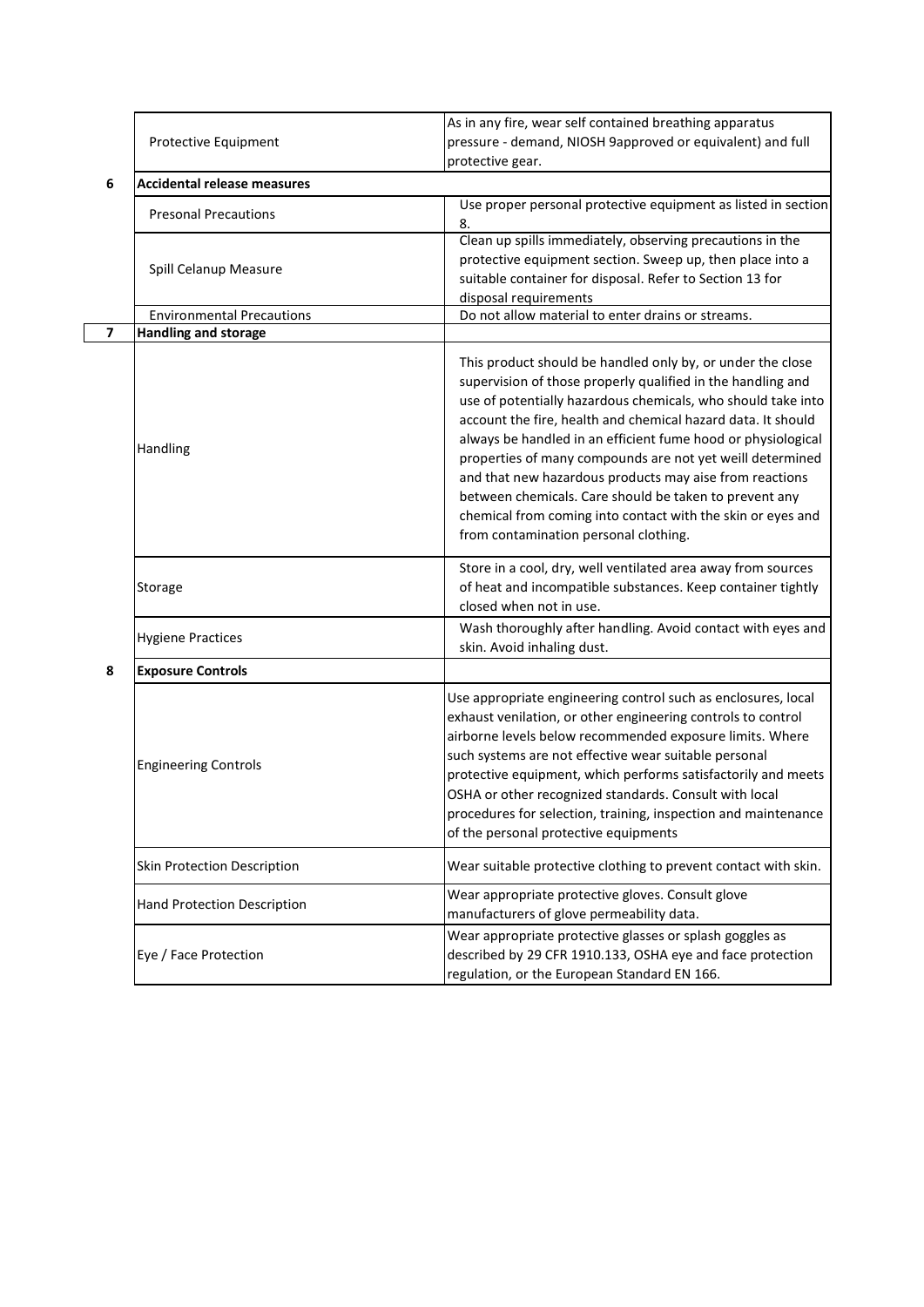| | | |
|---|---|---|
| | Protective Equipment | As in any fire, wear self contained breathing apparatus pressure - demand, NIOSH 9approved or equivalent) and full protective gear. |
| 6 | **Accidental release measures** | |
| | Presonal Precautions | Use proper personal protective equipment as listed in section 8. |
| | Spill Celanup Measure | Clean up spills immediately, observing precautions in the protective equipment section. Sweep up, then place into a suitable container for disposal. Refer to Section 13 for disposal requirements |
| | Environmental Precautions | Do not allow material to enter drains or streams. |
| 7 | **Handling and storage** | |
| | Handling | This product should be handled only by, or under the close supervision of those properly qualified in the handling and use of potentially hazardous chemicals, who should take into account the fire, health and chemical hazard data. It should always be handled in an efficient fume hood or physiological properties of many compounds are not yet weill determined and that new hazardous products may aise from reactions between chemicals. Care should be taken to prevent any chemical from coming into contact with the skin or eyes and from contamination personal clothing. |
| | Storage | Store in a cool, dry, well ventilated area away from sources of heat and incompatible substances. Keep container tightly closed when not in use. |
| | Hygiene Practices | Wash thoroughly after handling. Avoid contact with eyes and skin. Avoid inhaling dust. |
| 8 | **Exposure Controls** | |
| | Engineering Controls | Use appropriate engineering control such as enclosures, local exhaust venilation, or other engineering controls to control airborne levels below recommended exposure limits. Where such systems are not effective wear suitable personal protective equipment, which performs satisfactorily and meets OSHA or other recognized standards. Consult with local procedures for selection, training, inspection and maintenance of the personal protective equipments |
| | Skin Protection Description | Wear suitable protective clothing to prevent contact with skin. |
| | Hand Protection Description | Wear appropriate protective gloves. Consult glove manufacturers of glove permeability data. |
| | Eye / Face Protection | Wear appropriate protective glasses or splash goggles as described by 29 CFR 1910.133, OSHA eye and face protection regulation, or the European Standard EN 166. |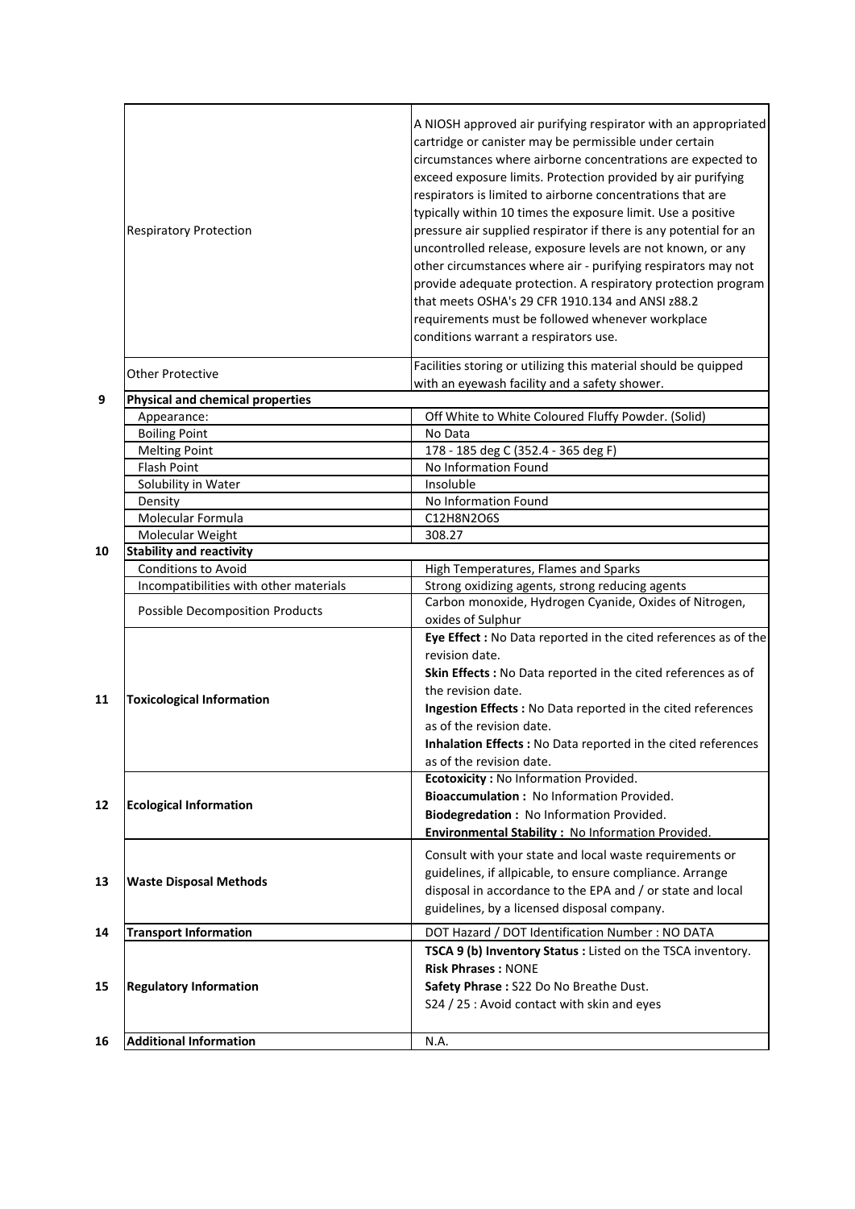| | | |
|---|---|---|
| | Respiratory Protection | A NIOSH approved air purifying respirator with an appropriated cartridge or canister may be permissible under certain circumstances where airborne concentrations are expected to exceed exposure limits. Protection provided by air purifying respirators is limited to airborne concentrations that are typically within 10 times the exposure limit. Use a positive pressure air supplied respirator if there is any potential for an uncontrolled release, exposure levels are not known, or any other circumstances where air - purifying respirators may not provide adequate protection. A respiratory protection program that meets OSHA's 29 CFR 1910.134 and ANSI z88.2 requirements must be followed whenever workplace conditions warrant a respirators use. |
| | Other Protective | Facilities storing or utilizing this material should be quipped with an eyewash facility and a safety shower. |
| 9 | **Physical and chemical properties** | |
| | Appearance: | Off White to White Coloured Fluffy Powder. (Solid) |
| | Boiling Point | No Data |
| | Melting Point | 178 - 185 deg C (352.4 - 365 deg F) |
| | Flash Point | No Information Found |
| | Solubility in Water | Insoluble |
| | Density | No Information Found |
| | Molecular Formula | $C_{12}H_8N_2O_6S$ |
| | Molecular Weight | 308.27 |
| 10 | **Stability and reactivity** | |
| | Conditions to Avoid | High Temperatures, Flames and Sparks |
| | Incompatibilities with other materials | Strong oxidizing agents, strong reducing agents |
| | Possible Decomposition Products | Carbon monoxide, Hydrogen Cyanide, Oxides of Nitrogen, oxides of Sulphur |
| 11 | **Toxicological Information** | **Eye Effect :** No Data reported in the cited references as of the revision date.<br>**Skin Effects :** No Data reported in the cited references as of the revision date.<br>**Ingestion Effects :** No Data reported in the cited references as of the revision date.<br>**Inhalation Effects :** No Data reported in the cited references as of the revision date. |
| 12 | **Ecological Information** | **Ecotoxicity :** No Information Provided.<br>**Bioaccumulation :** No Information Provided.<br>**Biodegredation :** No Information Provided.<br>**Environmental Stability :** No Information Provided. |
| 13 | **Waste Disposal Methods** | Consult with your state and local waste requirements or guidelines, if allpicable, to ensure compliance. Arrange disposal in accordance to the EPA and / or state and local guidelines, by a licensed disposal company. |
| 14 | **Transport Information** | DOT Hazard / DOT Identification Number : NO DATA |
| 15 | **Regulatory Information** | **TSCA 9 (b) Inventory Status :** Listed on the TSCA inventory.<br>**Risk Phrases :** NONE<br>**Safety Phrase :** S22 Do No Breathe Dust.<br>S24 / 25 : Avoid contact with skin and eyes |
| 16 | **Additional Information** | N.A. |